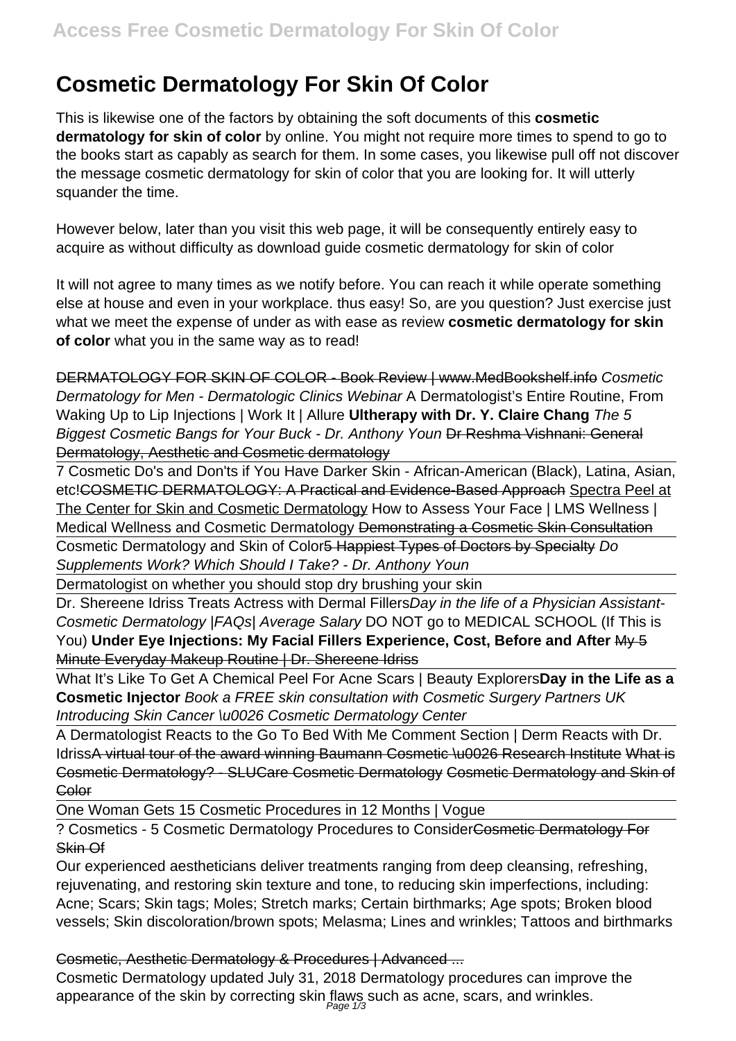# Cosmetic Dermatology For Skin Of Color

This is likewise one of the factors by obtaining the soft documents of this **cosmetic dermatology for skin of color** by online. You might not require more times to spend to go to the books start as capably as search for them. In some cases, you likewise pull off not discover the message cosmetic dermatology for skin of color that you are looking for. It will utterly squander the time.

However below, later than you visit this web page, it will be consequently entirely easy to acquire as without difficulty as download guide cosmetic dermatology for skin of color

It will not agree to many times as we notify before. You can reach it while operate something else at house and even in your workplace. thus easy! So, are you question? Just exercise just what we meet the expense of under as with ease as review **cosmetic dermatology for skin of color** what you in the same way as to read!

~~DERMATOLOGY FOR SKIN OF COLOR - Book Review | www.MedBookshelf.info~~ *Cosmetic Dermatology for Men - Dermatologic Clinics Webinar* A Dermatologist's Entire Routine, From Waking Up to Lip Injections | Work It | Allure **Ultherapy with Dr. Y. Claire Chang** *The 5 Biggest Cosmetic Bangs for Your Buck - Dr. Anthony Youn* ~~Dr Reshma Vishnani: General Dermatology, Aesthetic and Cosmetic dermatology~~

7 Cosmetic Do's and Don'ts if You Have Darker Skin - African-American (Black), Latina, Asian, etc!~~COSMETIC DERMATOLOGY: A Practical and Evidence-Based Approach~~ Spectra Peel at The Center for Skin and Cosmetic Dermatology How to Assess Your Face | LMS Wellness | Medical Wellness and Cosmetic Dermatology ~~Demonstrating a Cosmetic Skin Consultation~~

Cosmetic Dermatology and Skin of Color~~5 Happiest Types of Doctors by Specialty~~ *Do Supplements Work? Which Should I Take? - Dr. Anthony Youn*

Dermatologist on whether you should stop dry brushing your skin

Dr. Shereene Idriss Treats Actress with Dermal Fillers*Day in the life of a Physician Assistant-Cosmetic Dermatology |FAQs| Average Salary* DO NOT go to MEDICAL SCHOOL (If This is You) **Under Eye Injections: My Facial Fillers Experience, Cost, Before and After** ~~My 5 Minute Everyday Makeup Routine | Dr. Shereene Idriss~~

What It's Like To Get A Chemical Peel For Acne Scars | Beauty Explorers**Day in the Life as a Cosmetic Injector** *Book a FREE skin consultation with Cosmetic Surgery Partners UK Introducing Skin Cancer \u0026 Cosmetic Dermatology Center*

A Dermatologist Reacts to the Go To Bed With Me Comment Section | Derm Reacts with Dr. Idriss~~A virtual tour of the award winning Baumann Cosmetic \u0026 Research Institute~~ ~~What is Cosmetic Dermatology? - SLUCare Cosmetic Dermatology~~ ~~Cosmetic Dermatology and Skin of Color~~

One Woman Gets 15 Cosmetic Procedures in 12 Months | Vogue

? Cosmetics - 5 Cosmetic Dermatology Procedures to Consider~~Cosmetic Dermatology For Skin Of~~

Our experienced aestheticians deliver treatments ranging from deep cleansing, refreshing, rejuvenating, and restoring skin texture and tone, to reducing skin imperfections, including: Acne; Scars; Skin tags; Moles; Stretch marks; Certain birthmarks; Age spots; Broken blood vessels; Skin discoloration/brown spots; Melasma; Lines and wrinkles; Tattoos and birthmarks

~~Cosmetic, Aesthetic Dermatology & Procedures | Advanced ...~~

Cosmetic Dermatology updated July 31, 2018 Dermatology procedures can improve the appearance of the skin by correcting skin flaws such as acne, scars, and wrinkles.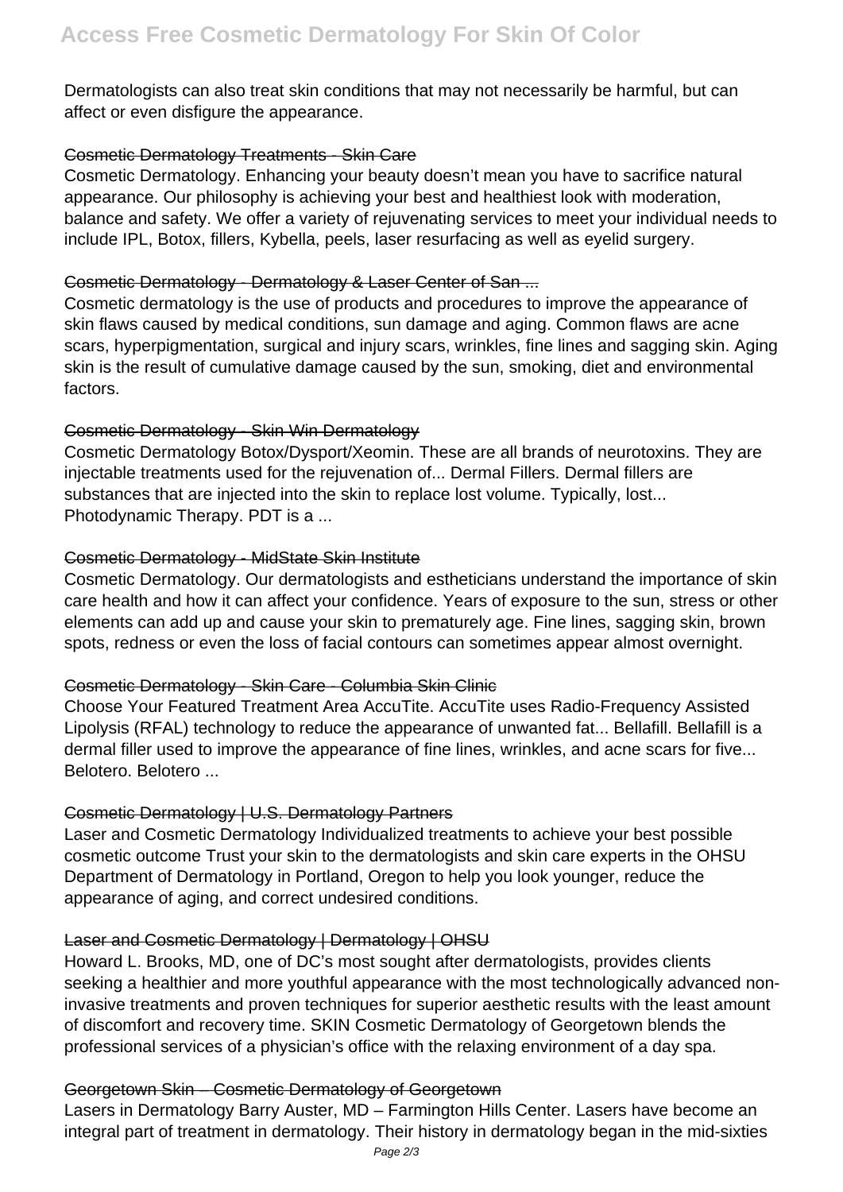Dermatologists can also treat skin conditions that may not necessarily be harmful, but can affect or even disfigure the appearance.

Cosmetic Dermatology Treatments - Skin Care

Cosmetic Dermatology. Enhancing your beauty doesn't mean you have to sacrifice natural appearance. Our philosophy is achieving your best and healthiest look with moderation, balance and safety. We offer a variety of rejuvenating services to meet your individual needs to include IPL, Botox, fillers, Kybella, peels, laser resurfacing as well as eyelid surgery.

Cosmetic Dermatology - Dermatology & Laser Center of San ...

Cosmetic dermatology is the use of products and procedures to improve the appearance of skin flaws caused by medical conditions, sun damage and aging. Common flaws are acne scars, hyperpigmentation, surgical and injury scars, wrinkles, fine lines and sagging skin. Aging skin is the result of cumulative damage caused by the sun, smoking, diet and environmental factors.

Cosmetic Dermatology - Skin Win Dermatology

Cosmetic Dermatology Botox/Dysport/Xeomin. These are all brands of neurotoxins. They are injectable treatments used for the rejuvenation of... Dermal Fillers. Dermal fillers are substances that are injected into the skin to replace lost volume. Typically, lost... Photodynamic Therapy. PDT is a ...

Cosmetic Dermatology - MidState Skin Institute

Cosmetic Dermatology. Our dermatologists and estheticians understand the importance of skin care health and how it can affect your confidence. Years of exposure to the sun, stress or other elements can add up and cause your skin to prematurely age. Fine lines, sagging skin, brown spots, redness or even the loss of facial contours can sometimes appear almost overnight.

Cosmetic Dermatology - Skin Care - Columbia Skin Clinic

Choose Your Featured Treatment Area AccuTite. AccuTite uses Radio-Frequency Assisted Lipolysis (RFAL) technology to reduce the appearance of unwanted fat... Bellafill. Bellafill is a dermal filler used to improve the appearance of fine lines, wrinkles, and acne scars for five... Belotero. Belotero ...

Cosmetic Dermatology | U.S. Dermatology Partners

Laser and Cosmetic Dermatology Individualized treatments to achieve your best possible cosmetic outcome Trust your skin to the dermatologists and skin care experts in the OHSU Department of Dermatology in Portland, Oregon to help you look younger, reduce the appearance of aging, and correct undesired conditions.

Laser and Cosmetic Dermatology | Dermatology | OHSU

Howard L. Brooks, MD, one of DC's most sought after dermatologists, provides clients seeking a healthier and more youthful appearance with the most technologically advanced non-invasive treatments and proven techniques for superior aesthetic results with the least amount of discomfort and recovery time. SKIN Cosmetic Dermatology of Georgetown blends the professional services of a physician's office with the relaxing environment of a day spa.

Georgetown Skin – Cosmetic Dermatology of Georgetown

Lasers in Dermatology Barry Auster, MD – Farmington Hills Center. Lasers have become an integral part of treatment in dermatology. Their history in dermatology began in the mid-sixties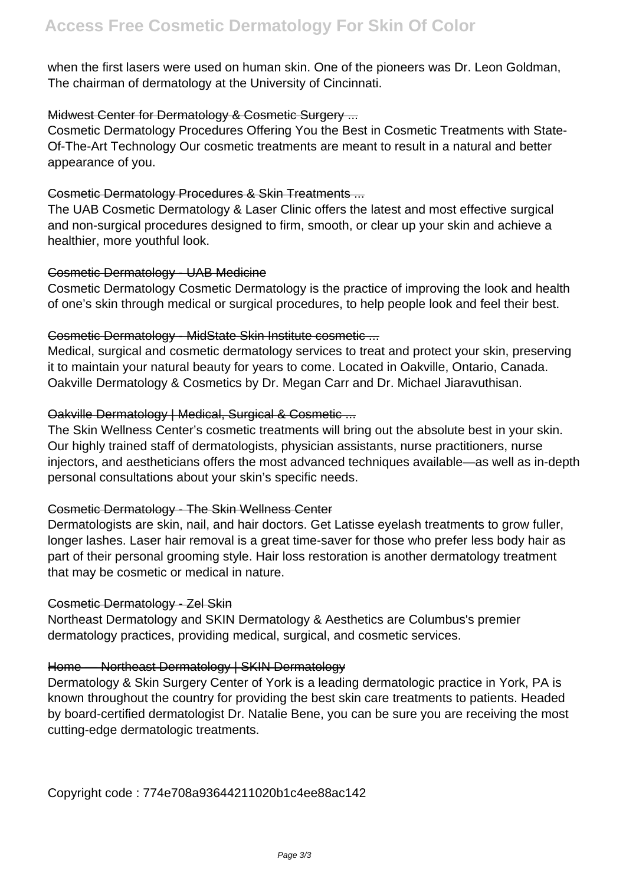when the first lasers were used on human skin. One of the pioneers was Dr. Leon Goldman, The chairman of dermatology at the University of Cincinnati.

Midwest Center for Dermatology & Cosmetic Surgery ...

Cosmetic Dermatology Procedures Offering You the Best in Cosmetic Treatments with State-Of-The-Art Technology Our cosmetic treatments are meant to result in a natural and better appearance of you.

Cosmetic Dermatology Procedures & Skin Treatments ...

The UAB Cosmetic Dermatology & Laser Clinic offers the latest and most effective surgical and non-surgical procedures designed to firm, smooth, or clear up your skin and achieve a healthier, more youthful look.

Cosmetic Dermatology - UAB Medicine

Cosmetic Dermatology Cosmetic Dermatology is the practice of improving the look and health of one's skin through medical or surgical procedures, to help people look and feel their best.

Cosmetic Dermatology - MidState Skin Institute cosmetic ...

Medical, surgical and cosmetic dermatology services to treat and protect your skin, preserving it to maintain your natural beauty for years to come. Located in Oakville, Ontario, Canada. Oakville Dermatology & Cosmetics by Dr. Megan Carr and Dr. Michael Jiaravuthisan.

Oakville Dermatology | Medical, Surgical & Cosmetic ...

The Skin Wellness Center's cosmetic treatments will bring out the absolute best in your skin. Our highly trained staff of dermatologists, physician assistants, nurse practitioners, nurse injectors, and aestheticians offers the most advanced techniques available—as well as in-depth personal consultations about your skin's specific needs.

Cosmetic Dermatology - The Skin Wellness Center

Dermatologists are skin, nail, and hair doctors. Get Latisse eyelash treatments to grow fuller, longer lashes. Laser hair removal is a great time-saver for those who prefer less body hair as part of their personal grooming style. Hair loss restoration is another dermatology treatment that may be cosmetic or medical in nature.

Cosmetic Dermatology - Zel Skin

Northeast Dermatology and SKIN Dermatology & Aesthetics are Columbus's premier dermatology practices, providing medical, surgical, and cosmetic services.

Home — Northeast Dermatology | SKIN Dermatology

Dermatology & Skin Surgery Center of York is a leading dermatologic practice in York, PA is known throughout the country for providing the best skin care treatments to patients. Headed by board-certified dermatologist Dr. Natalie Bene, you can be sure you are receiving the most cutting-edge dermatologic treatments.

Copyright code : 774e708a93644211020b1c4ee88ac142